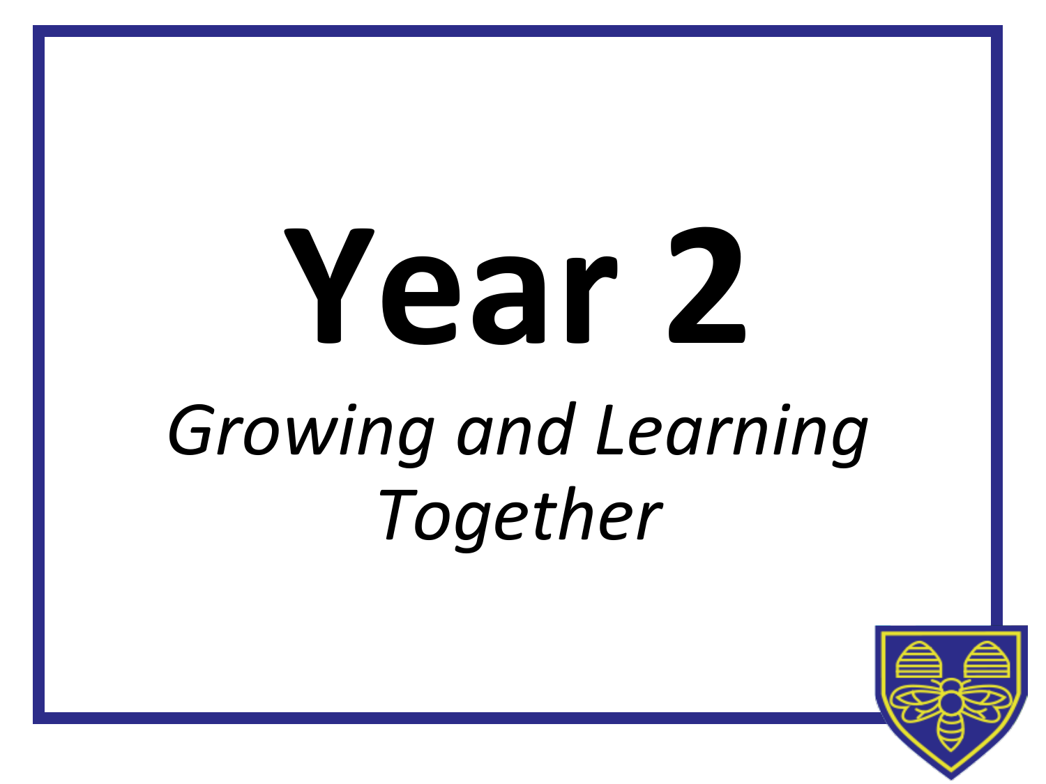# Year 2

*Growing and Learning Together*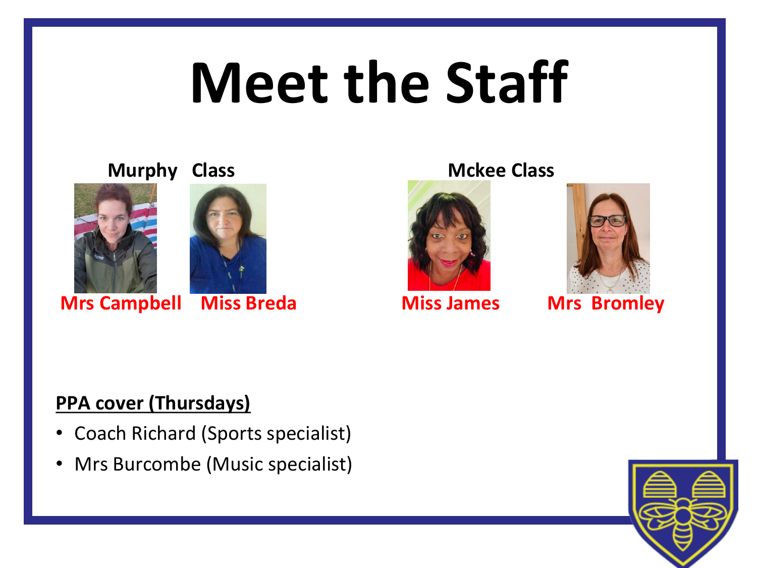# Meet the Staff

**Murphy Class**

**Mrs Campbell**

**Miss Breda**

**Mckee Class**

**Miss James**

**Mrs Bromley**

**PPA cover (Thursdays)**

- Coach Richard (Sports specialist)
- Mrs Burcombe (Music specialist)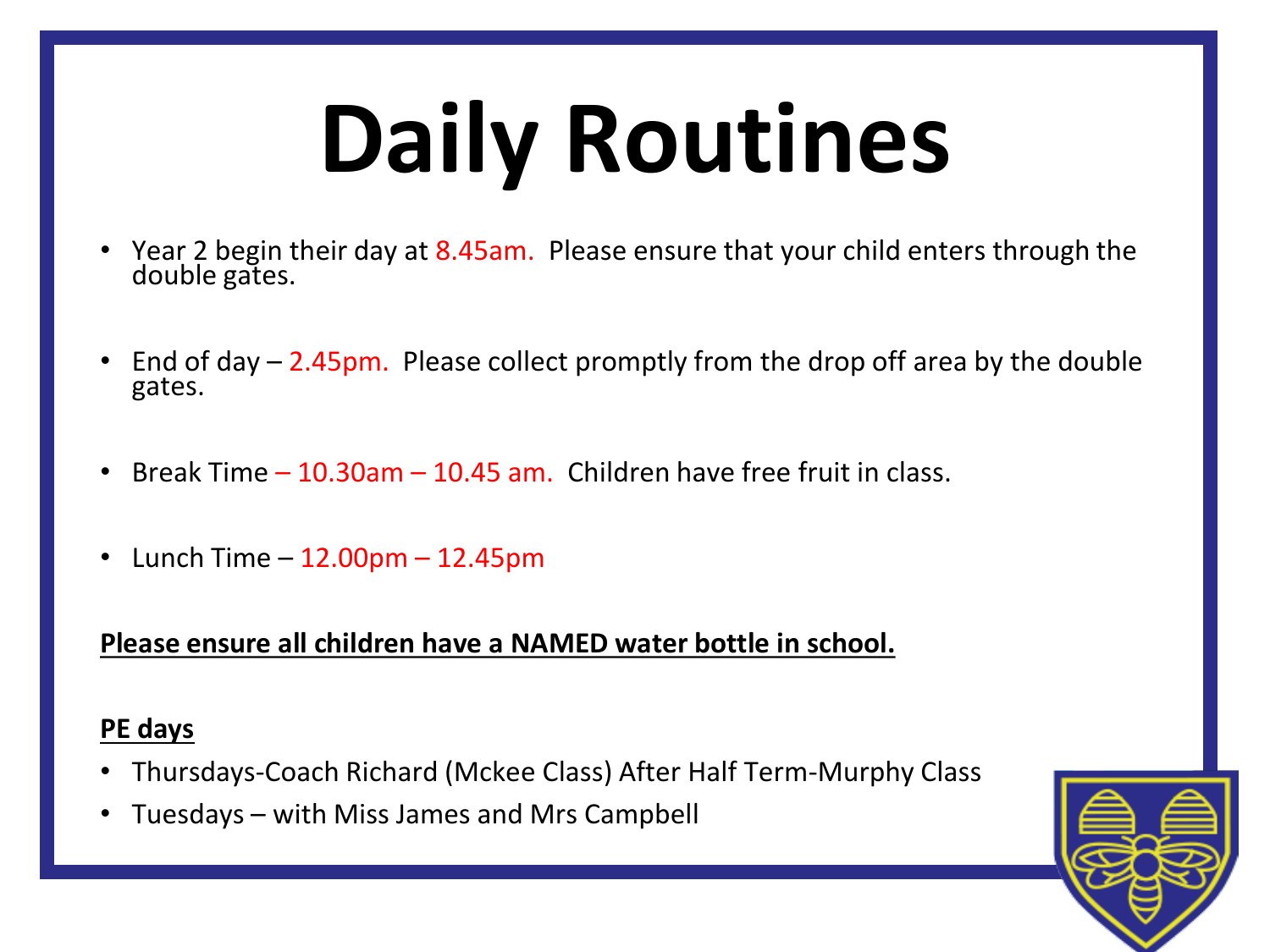# Daily Routines

- Year 2 begin their day at 8.45am. Please ensure that your child enters through the double gates.

- End of day – 2.45pm. Please collect promptly from the drop off area by the double gates.

- Break Time – 10.30am – 10.45 am. Children have free fruit in class.

- Lunch Time – 12.00pm – 12.45pm

**<u>Please ensure all children have a NAMED water bottle in school.</u>**

**<u>PE days</u>**

- Thursdays-Coach Richard (Mckee Class) After Half Term-Murphy Class
- Tuesdays – with Miss James and Mrs Campbell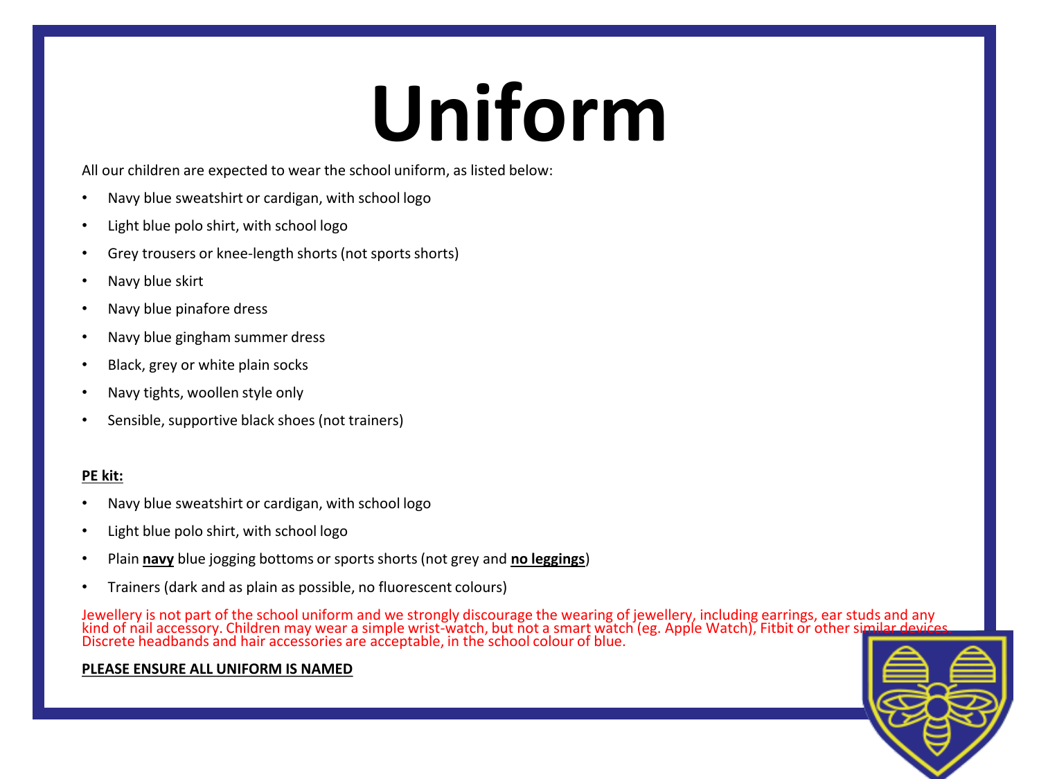# Uniform

All our children are expected to wear the school uniform, as listed below:

- Navy blue sweatshirt or cardigan, with school logo
- Light blue polo shirt, with school logo
- Grey trousers or knee-length shorts (not sports shorts)
- Navy blue skirt
- Navy blue pinafore dress
- Navy blue gingham summer dress
- Black, grey or white plain socks
- Navy tights, woollen style only
- Sensible, supportive black shoes (not trainers)

**PE kit:**

- Navy blue sweatshirt or cardigan, with school logo
- Light blue polo shirt, with school logo
- Plain **navy** blue jogging bottoms or sports shorts (not grey and **no leggings**)
- Trainers (dark and as plain as possible, no fluorescent colours)

Jewellery is not part of the school uniform and we strongly discourage the wearing of jewellery, including earrings, ear studs and any kind of nail accessory. Children may wear a simple wrist-watch, but not a smart watch (eg. Apple Watch), Fitbit or other similar devices. Discrete headbands and hair accessories are acceptable, in the school colour of blue.

**PLEASE ENSURE ALL UNIFORM IS NAMED**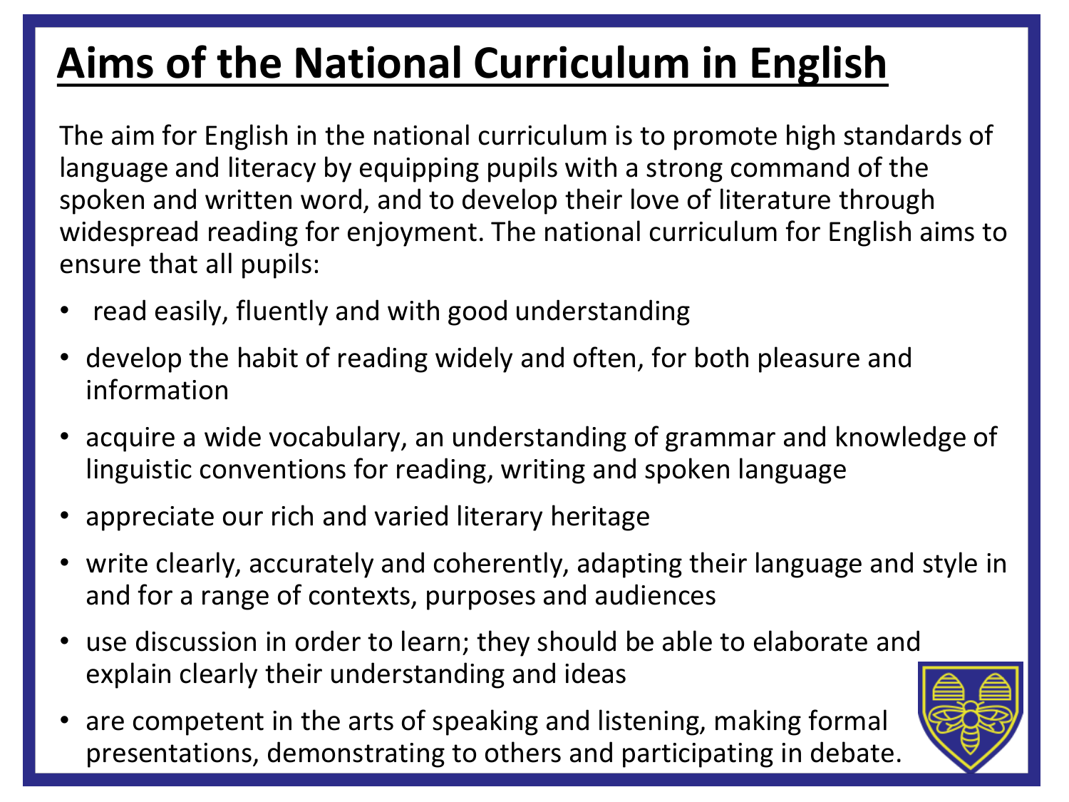# Aims of the National Curriculum in English

The aim for English in the national curriculum is to promote high standards of language and literacy by equipping pupils with a strong command of the spoken and written word, and to develop their love of literature through widespread reading for enjoyment. The national curriculum for English aims to ensure that all pupils:

- read easily, fluently and with good understanding
- develop the habit of reading widely and often, for both pleasure and information
- acquire a wide vocabulary, an understanding of grammar and knowledge of linguistic conventions for reading, writing and spoken language
- appreciate our rich and varied literary heritage
- write clearly, accurately and coherently, adapting their language and style in and for a range of contexts, purposes and audiences
- use discussion in order to learn; they should be able to elaborate and explain clearly their understanding and ideas
- are competent in the arts of speaking and listening, making formal presentations, demonstrating to others and participating in debate.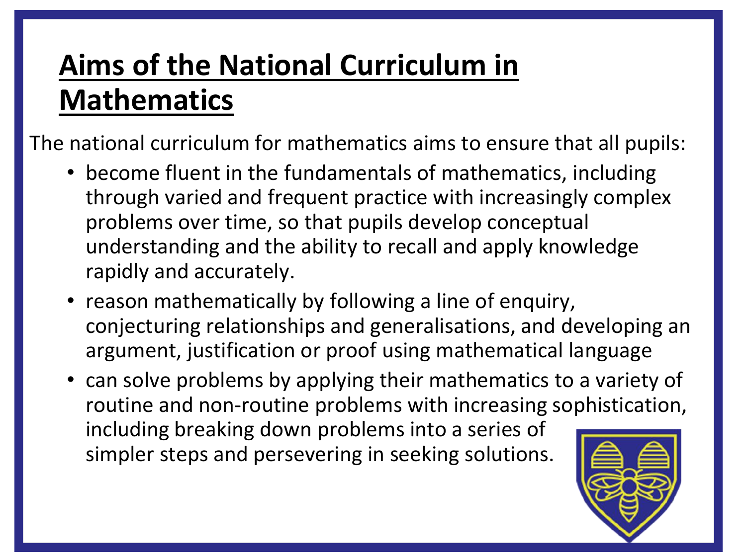# Aims of the National Curriculum in Mathematics

The national curriculum for mathematics aims to ensure that all pupils:

- become fluent in the fundamentals of mathematics, including through varied and frequent practice with increasingly complex problems over time, so that pupils develop conceptual understanding and the ability to recall and apply knowledge rapidly and accurately.
- reason mathematically by following a line of enquiry, conjecturing relationships and generalisations, and developing an argument, justification or proof using mathematical language
- can solve problems by applying their mathematics to a variety of routine and non-routine problems with increasing sophistication, including breaking down problems into a series of simpler steps and persevering in seeking solutions.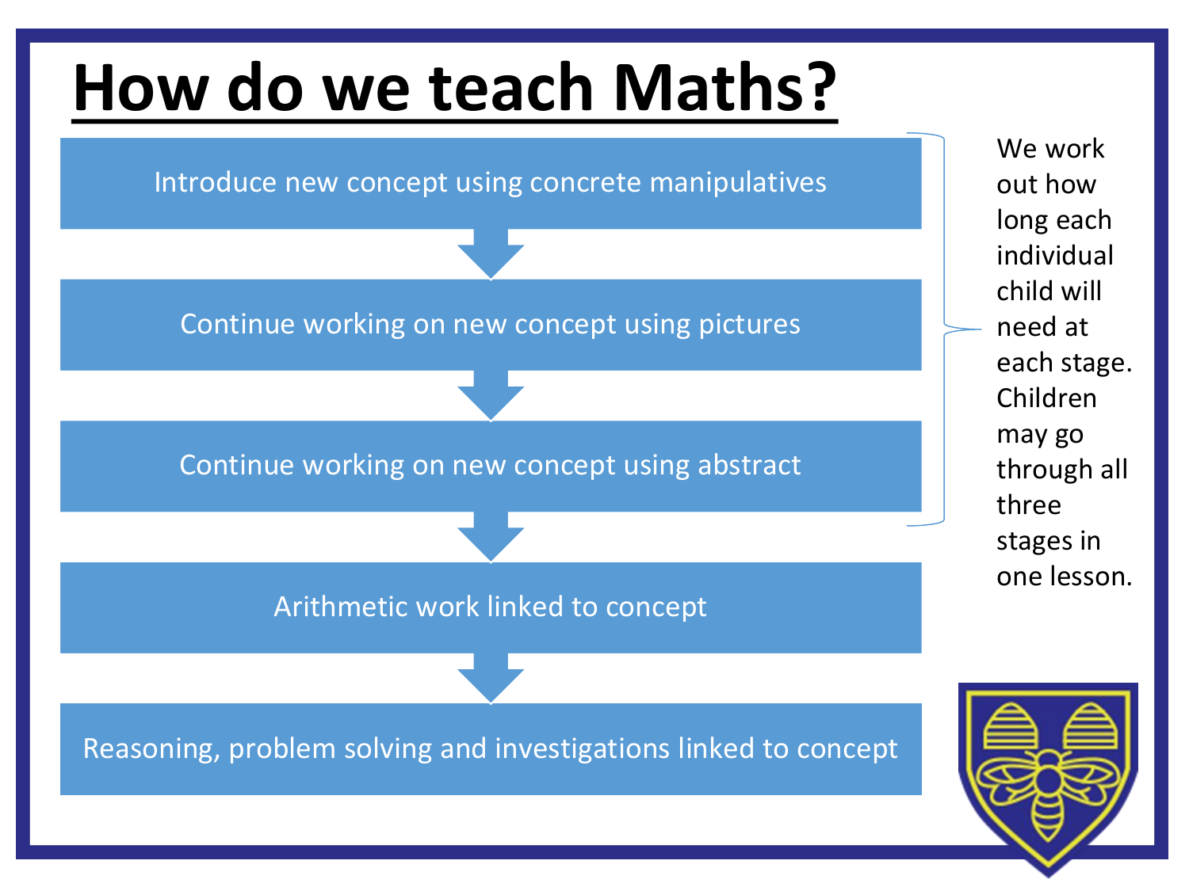# How do we teach Maths?

1. Introduce new concept using concrete manipulatives
2. Continue working on new concept using pictures
3. Continue working on new concept using abstract
4. Arithmetic work linked to concept
5. Reasoning, problem solving and investigations linked to concept

We work out how long each individual child will need at each stage. Children may go through all three stages in one lesson.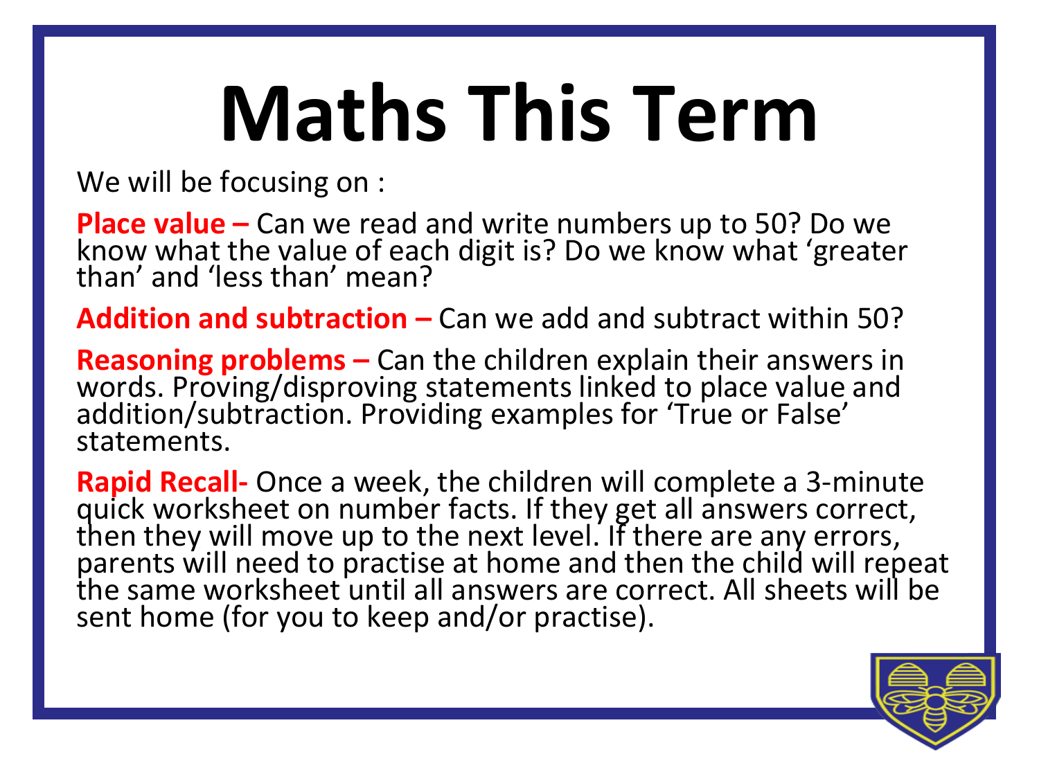# Maths This Term

We will be focusing on :

**Place value –** Can we read and write numbers up to 50? Do we know what the value of each digit is? Do we know what 'greater than' and 'less than' mean?

**Addition and subtraction –** Can we add and subtract within 50?

**Reasoning problems –** Can the children explain their answers in words. Proving/disproving statements linked to place value and addition/subtraction. Providing examples for 'True or False' statements.

**Rapid Recall-** Once a week, the children will complete a 3-minute quick worksheet on number facts. If they get all answers correct, then they will move up to the next level. If there are any errors, parents will need to practise at home and then the child will repeat the same worksheet until all answers are correct. All sheets will be sent home (for you to keep and/or practise).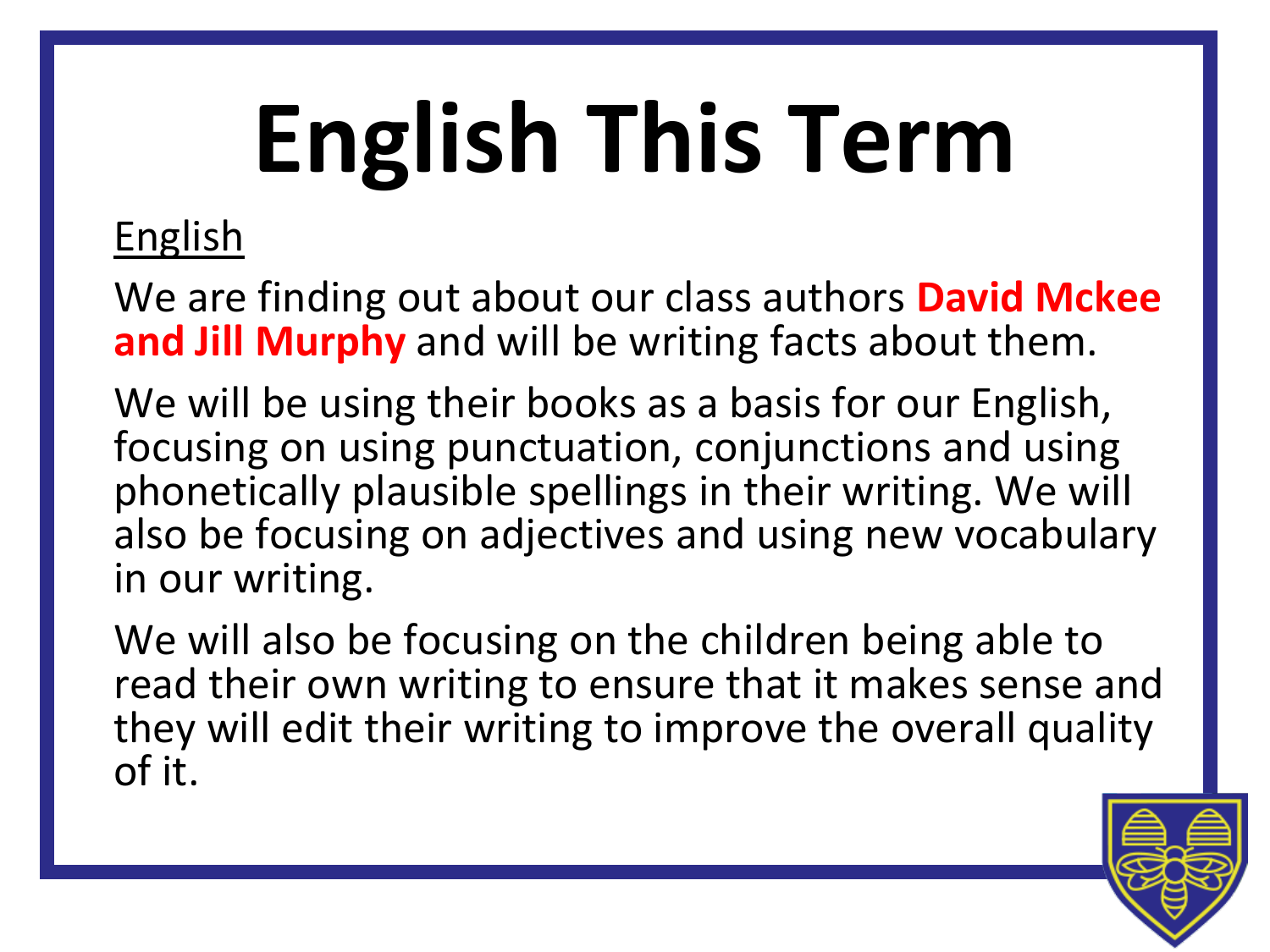# English This Term

## English

We are finding out about our class authors **David Mckee and Jill Murphy** and will be writing facts about them.

We will be using their books as a basis for our English, focusing on using punctuation, conjunctions and using phonetically plausible spellings in their writing. We will also be focusing on adjectives and using new vocabulary in our writing.

We will also be focusing on the children being able to read their own writing to ensure that it makes sense and they will edit their writing to improve the overall quality of it.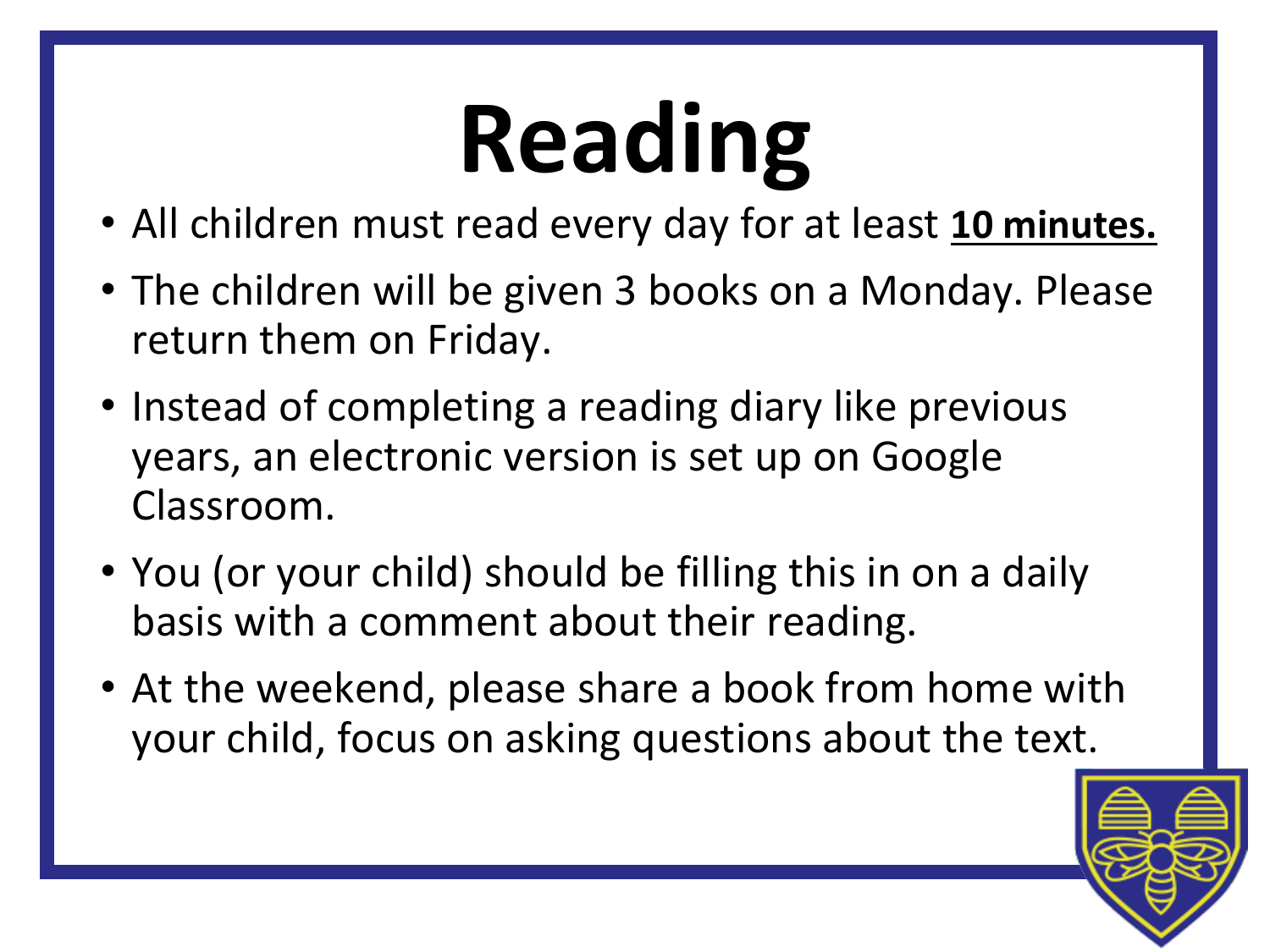# Reading

- All children must read every day for at least **10 minutes.**
- The children will be given 3 books on a Monday. Please return them on Friday.
- Instead of completing a reading diary like previous years, an electronic version is set up on Google Classroom.
- You (or your child) should be filling this in on a daily basis with a comment about their reading.
- At the weekend, please share a book from home with your child, focus on asking questions about the text.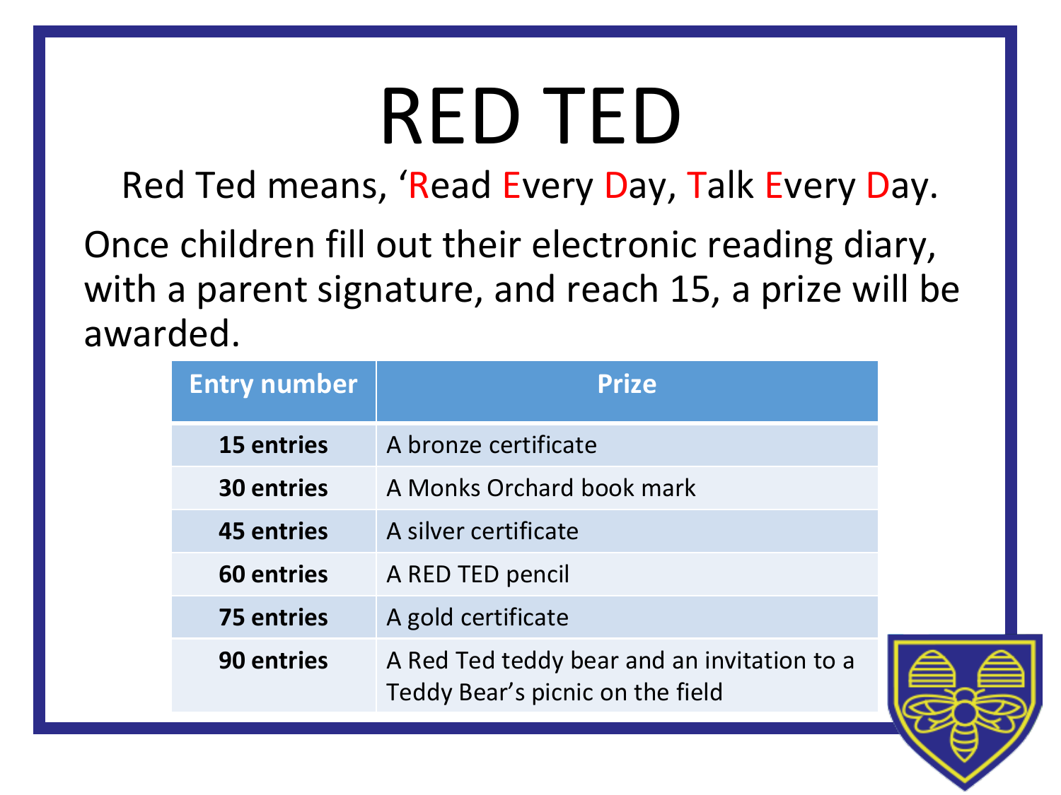# RED TED

Red Ted means, ‘Read Every Day, Talk Every Day.

Once children fill out their electronic reading diary, with a parent signature, and reach 15, a prize will be awarded.

| Entry number | Prize |
|---|---|
| **15 entries** | A bronze certificate |
| **30 entries** | A Monks Orchard book mark |
| **45 entries** | A silver certificate |
| **60 entries** | A RED TED pencil |
| **75 entries** | A gold certificate |
| **90 entries** | A Red Ted teddy bear and an invitation to a Teddy Bear’s picnic on the field |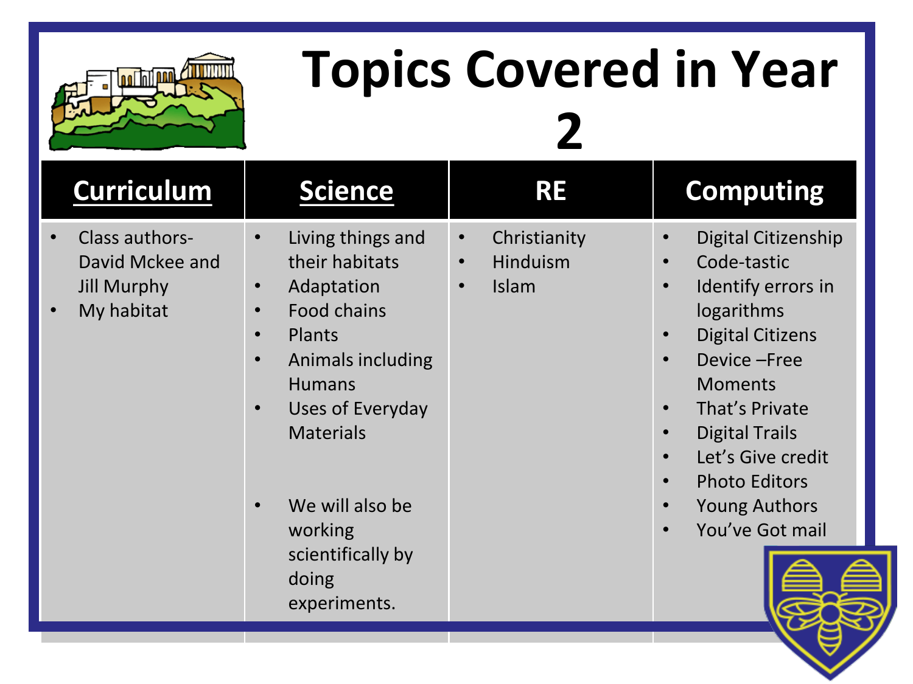# Topics Covered in Year 2

| Curriculum | Science | RE | Computing |
| --- | --- | --- | --- |
| • Class authors- David Mckee and Jill Murphy<br>• My habitat | • Living things and their habitats<br>• Adaptation<br>• Food chains<br>• Plants<br>• Animals including Humans<br>• Uses of Everyday Materials<br><br>• We will also be working scientifically by doing experiments. | • Christianity<br>• Hinduism<br>• Islam | • Digital Citizenship<br>• Code-tastic<br>• Identify errors in logarithms<br>• Digital Citizens<br>• Device –Free Moments<br>• That's Private<br>• Digital Trails<br>• Let's Give credit<br>• Photo Editors<br>• Young Authors<br>• You've Got mail |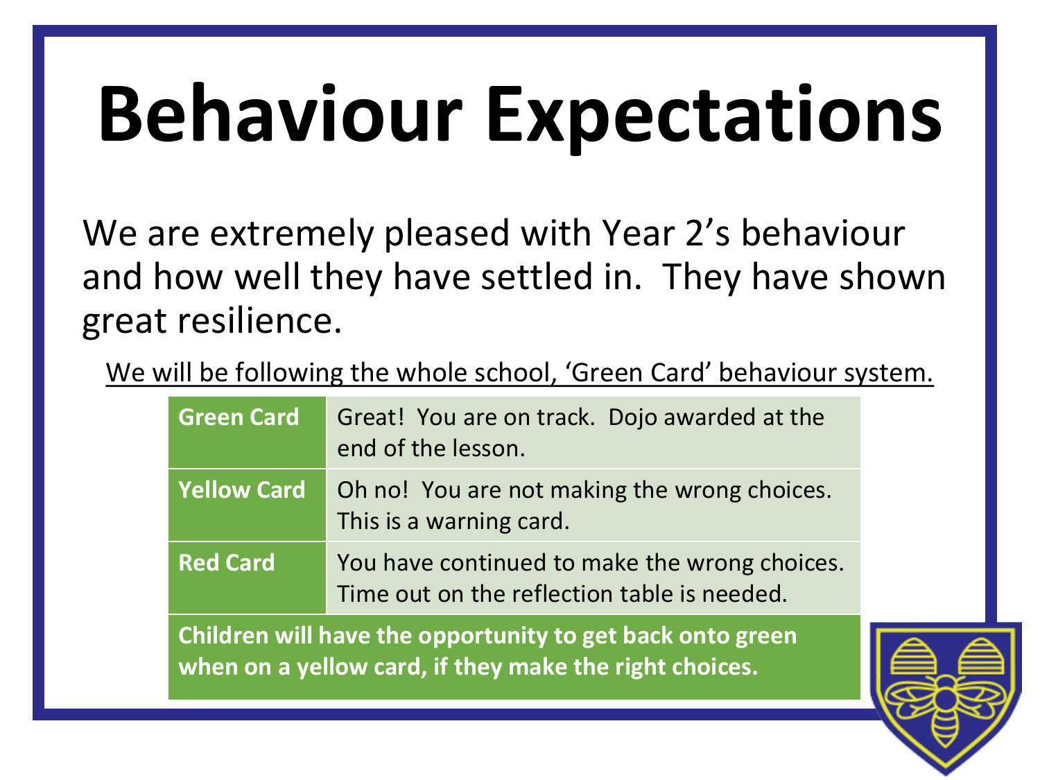# Behaviour Expectations

We are extremely pleased with Year 2's behaviour and how well they have settled in. They have shown great resilience.

We will be following the whole school, 'Green Card' behaviour system.

| **Green Card** | Great! You are on track. Dojo awarded at the end of the lesson. |
| --- | --- |
| **Yellow Card** | Oh no! You are not making the wrong choices. This is a warning card. |
| **Red Card** | You have continued to make the wrong choices. Time out on the reflection table is needed. |
| **Children will have the opportunity to get back onto green when on a yellow card, if they make the right choices.** | |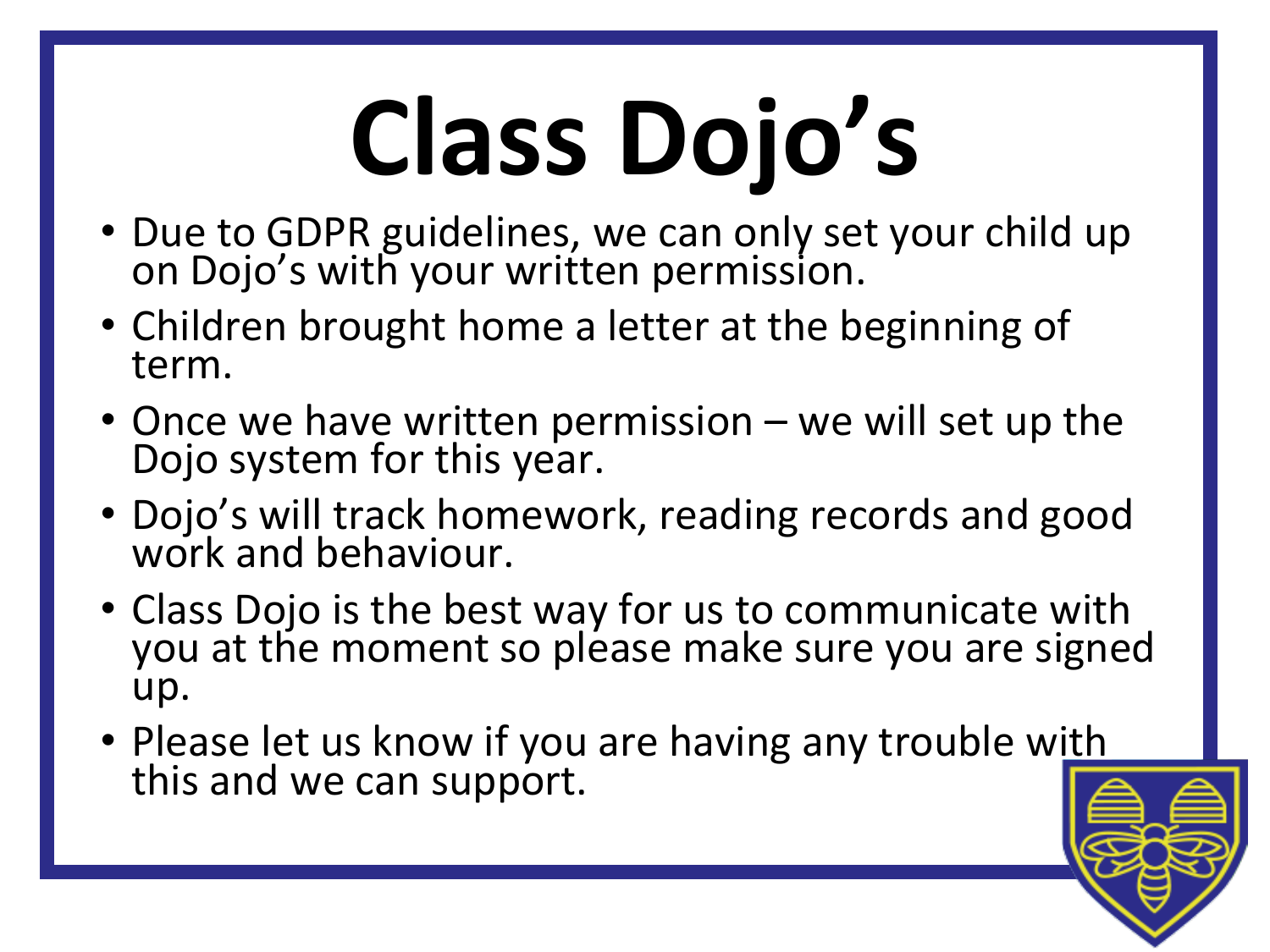# Class Dojo's

- Due to GDPR guidelines, we can only set your child up on Dojo's with your written permission.
- Children brought home a letter at the beginning of term.
- Once we have written permission – we will set up the Dojo system for this year.
- Dojo's will track homework, reading records and good work and behaviour.
- Class Dojo is the best way for us to communicate with you at the moment so please make sure you are signed up.
- Please let us know if you are having any trouble with this and we can support.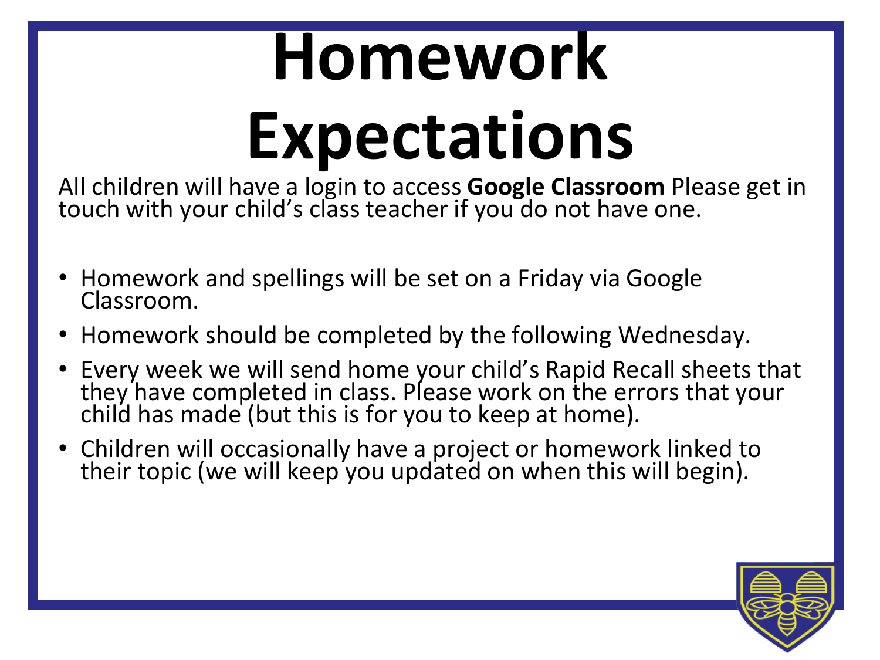# Homework Expectations

All children will have a login to access **Google Classroom** Please get in touch with your child's class teacher if you do not have one.

- Homework and spellings will be set on a Friday via Google Classroom.
- Homework should be completed by the following Wednesday.
- Every week we will send home your child's Rapid Recall sheets that they have completed in class. Please work on the errors that your child has made (but this is for you to keep at home).
- Children will occasionally have a project or homework linked to their topic (we will keep you updated on when this will begin).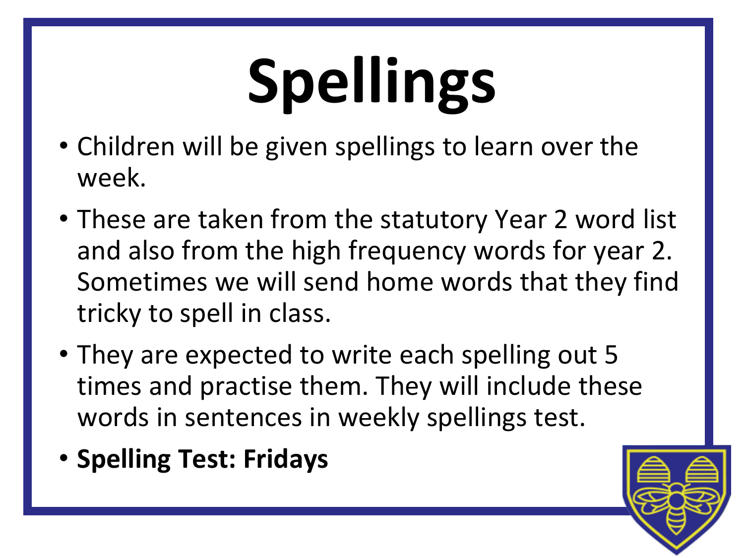# Spellings

- Children will be given spellings to learn over the week.
- These are taken from the statutory Year 2 word list and also from the high frequency words for year 2. Sometimes we will send home words that they find tricky to spell in class.
- They are expected to write each spelling out 5 times and practise them. They will include these words in sentences in weekly spellings test.
- **Spelling Test: Fridays**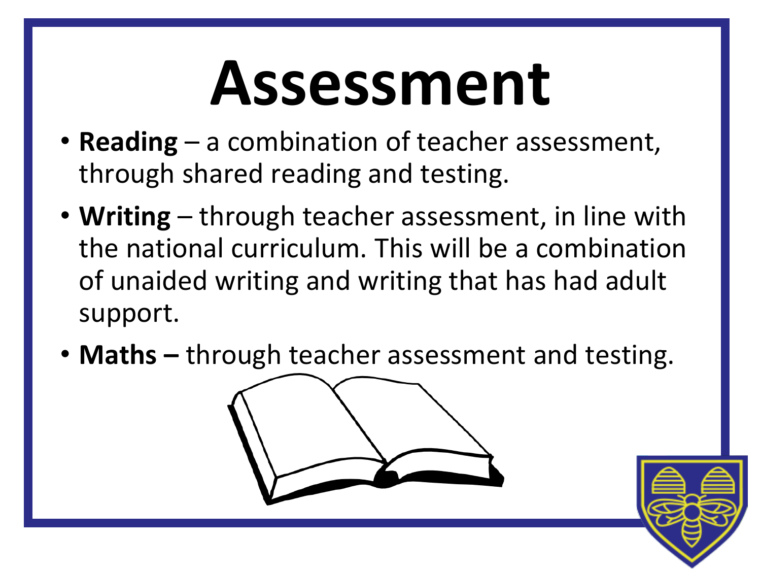# Assessment

- **Reading** – a combination of teacher assessment, through shared reading and testing.
- **Writing** – through teacher assessment, in line with the national curriculum. This will be a combination of unaided writing and writing that has had adult support.
- **Maths –** through teacher assessment and testing.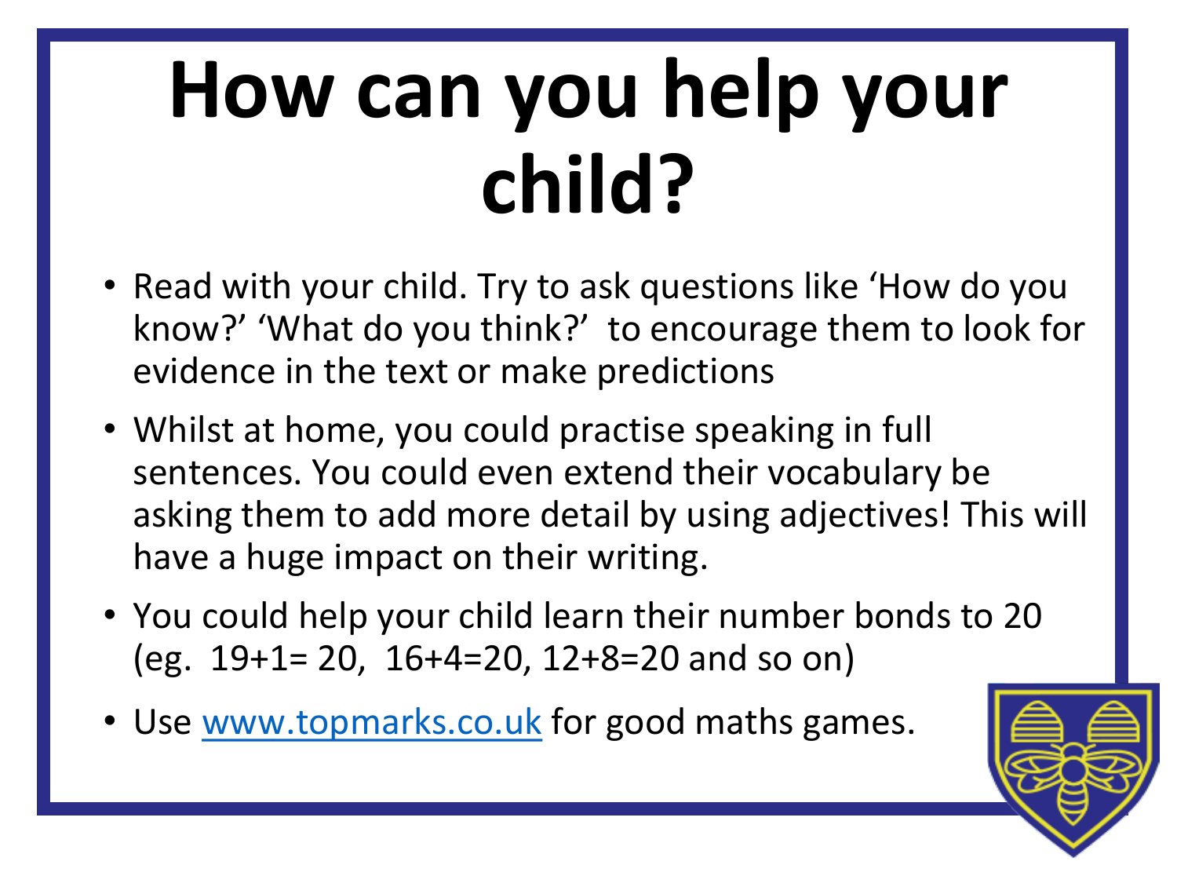# How can you help your child?

- Read with your child. Try to ask questions like 'How do you know?' 'What do you think?' to encourage them to look for evidence in the text or make predictions
- Whilst at home, you could practise speaking in full sentences. You could even extend their vocabulary be asking them to add more detail by using adjectives! This will have a huge impact on their writing.
- You could help your child learn their number bonds to 20 (eg. 19+1= 20, 16+4=20, 12+8=20 and so on)
- Use [www.topmarks.co.uk](http://www.topmarks.co.uk) for good maths games.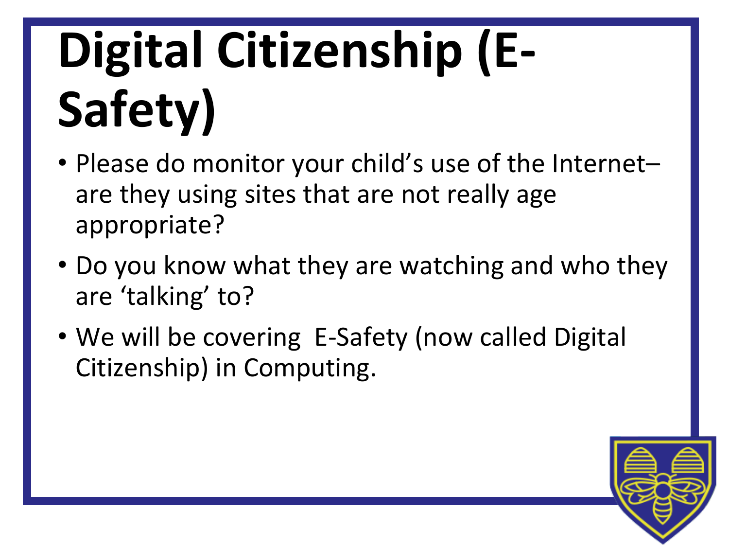# Digital Citizenship (E-Safety)

- Please do monitor your child's use of the Internet– are they using sites that are not really age appropriate?
- Do you know what they are watching and who they are 'talking' to?
- We will be covering E-Safety (now called Digital Citizenship) in Computing.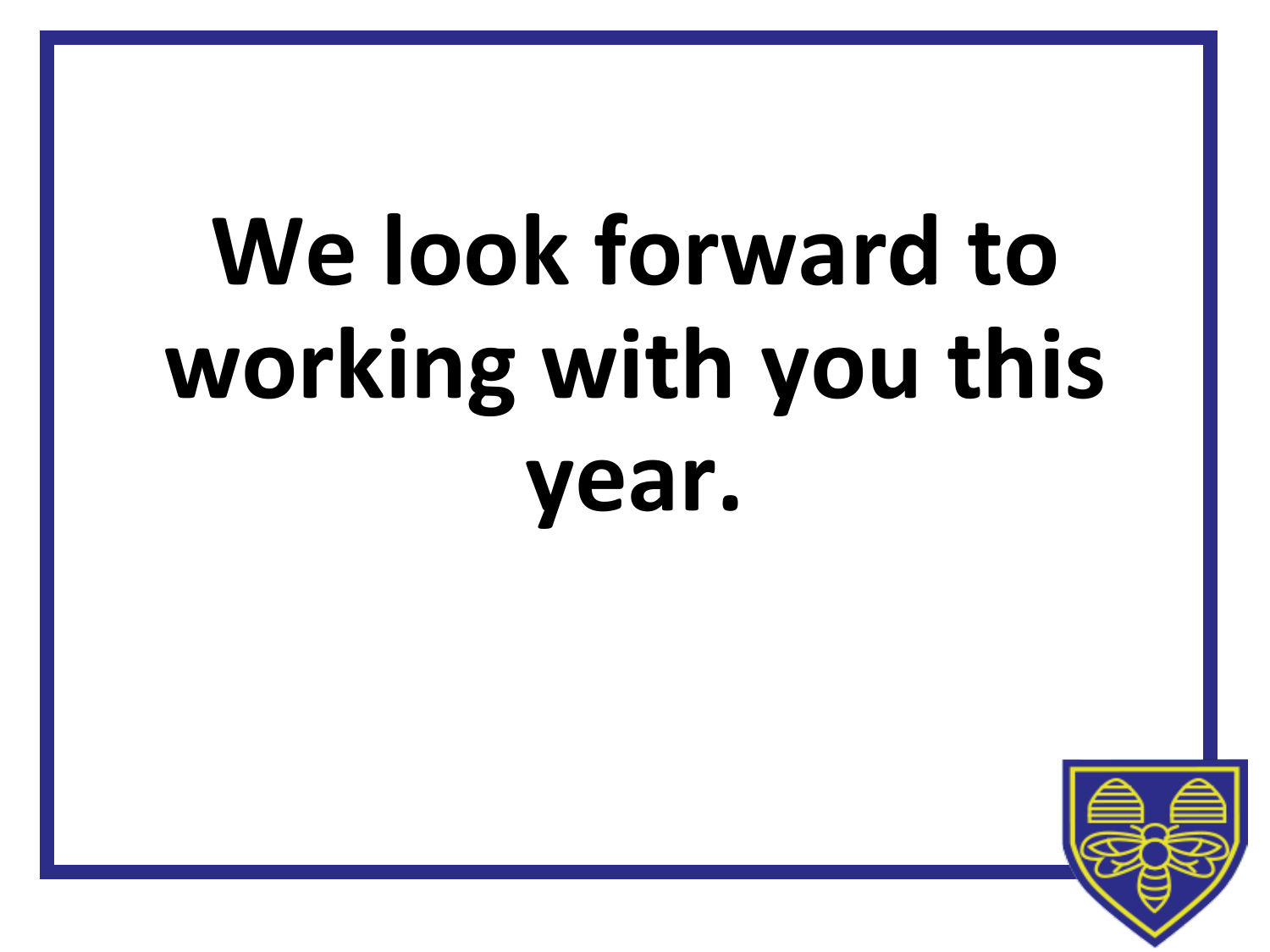# We look forward to working with you this year.